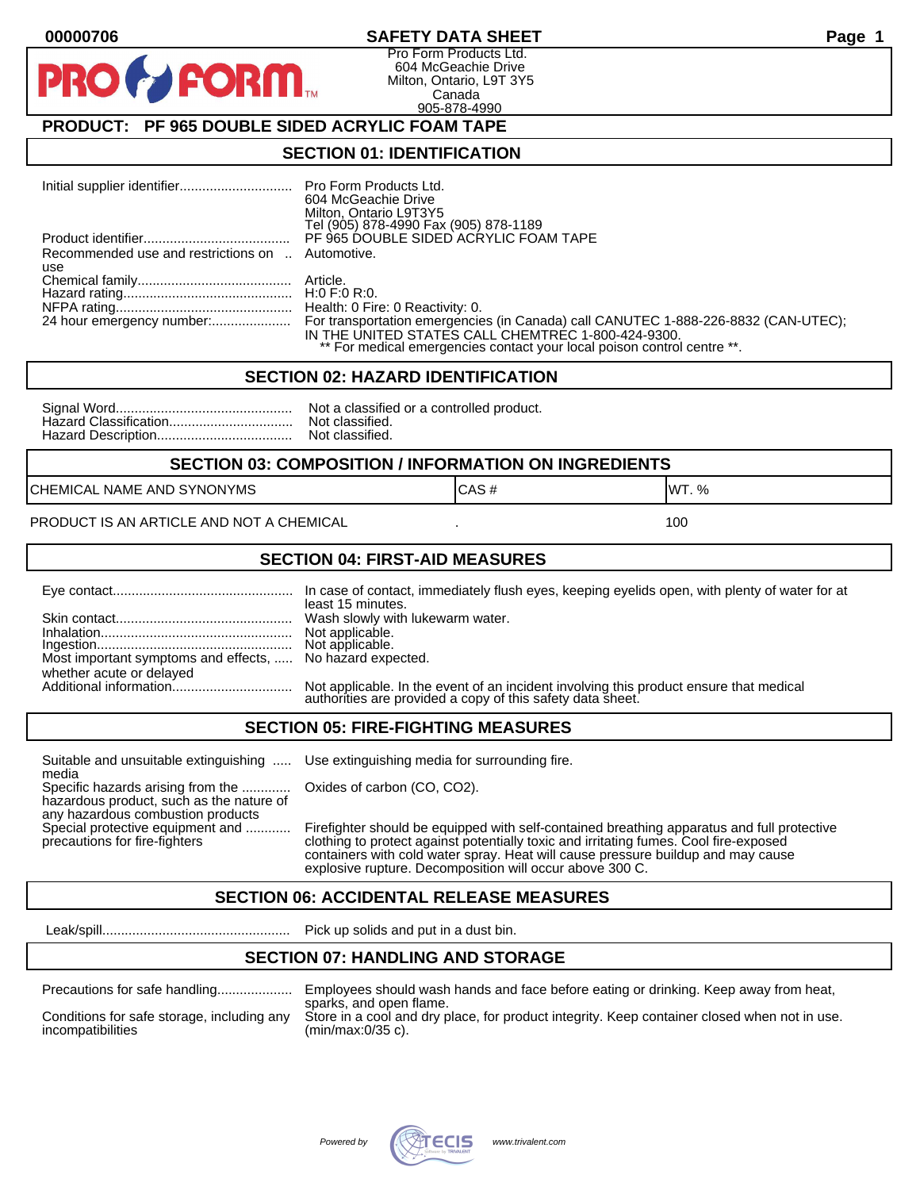# SAFETY DATA SHEET

Pro Form Products Ltd.
604 McGeachie Drive
Milton, Ontario, L9T 3Y5
Canada
905-878-4990

## PRODUCT: PF 965 DOUBLE SIDED ACRYLIC FOAM TAPE

## SECTION 01: IDENTIFICATION

| | |
|---|---|
| Initial supplier identifier | Pro Form Products Ltd.<br>604 McGeachie Drive<br>Milton, Ontario L9T3Y5<br>Tel (905) 878-4990 Fax (905) 878-1189 |
| Product identifier | PF 965 DOUBLE SIDED ACRYLIC FOAM TAPE |
| Recommended use and restrictions on use | Automotive. |
| Chemical family | Article. |
| Hazard rating | H:0 F:0 R:0. |
| NFPA rating | Health: 0 Fire: 0 Reactivity: 0. |
| 24 hour emergency number: | For transportation emergencies (in Canada) call CANUTEC 1-888-226-8832 (CAN-UTEC); IN THE UNITED STATES CALL CHEMTREC 1-800-424-9300.<br>** For medical emergencies contact your local poison control centre **. |

## SECTION 02: HAZARD IDENTIFICATION

| | |
|---|---|
| Signal Word | Not a classified or a controlled product. |
| Hazard Classification | Not classified. |
| Hazard Description | Not classified. |

## SECTION 03: COMPOSITION / INFORMATION ON INGREDIENTS

| CHEMICAL NAME AND SYNONYMS | CAS # | WT. % |
|---|---|---|
| PRODUCT IS AN ARTICLE AND NOT A CHEMICAL | . | 100 |

## SECTION 04: FIRST-AID MEASURES

| | |
|---|---|
| Eye contact | In case of contact, immediately flush eyes, keeping eyelids open, with plenty of water for at least 15 minutes. |
| Skin contact | Wash slowly with lukewarm water. |
| Inhalation | Not applicable. |
| Ingestion | Not applicable. |
| Most important symptoms and effects, whether acute or delayed | No hazard expected. |
| Additional information | Not applicable. In the event of an incident involving this product ensure that medical authorities are provided a copy of this safety data sheet. |

## SECTION 05: FIRE-FIGHTING MEASURES

| | |
|---|---|
| Suitable and unsuitable extinguishing media | Use extinguishing media for surrounding fire. |
| Specific hazards arising from the hazardous product, such as the nature of any hazardous combustion products | Oxides of carbon (CO, CO2). |
| Special protective equipment and precautions for fire-fighters | Firefighter should be equipped with self-contained breathing apparatus and full protective clothing to protect against potentially toxic and irritating fumes. Cool fire-exposed containers with cold water spray. Heat will cause pressure buildup and may cause explosive rupture. Decomposition will occur above 300 C. |

## SECTION 06: ACCIDENTAL RELEASE MEASURES

| | |
|---|---|
| Leak/spill | Pick up solids and put in a dust bin. |

## SECTION 07: HANDLING AND STORAGE

| | |
|---|---|
| Precautions for safe handling | Employees should wash hands and face before eating or drinking. Keep away from heat, sparks, and open flame. |
| Conditions for safe storage, including any incompatibilities | Store in a cool and dry place, for product integrity. Keep container closed when not in use. (min/max:0/35 c). |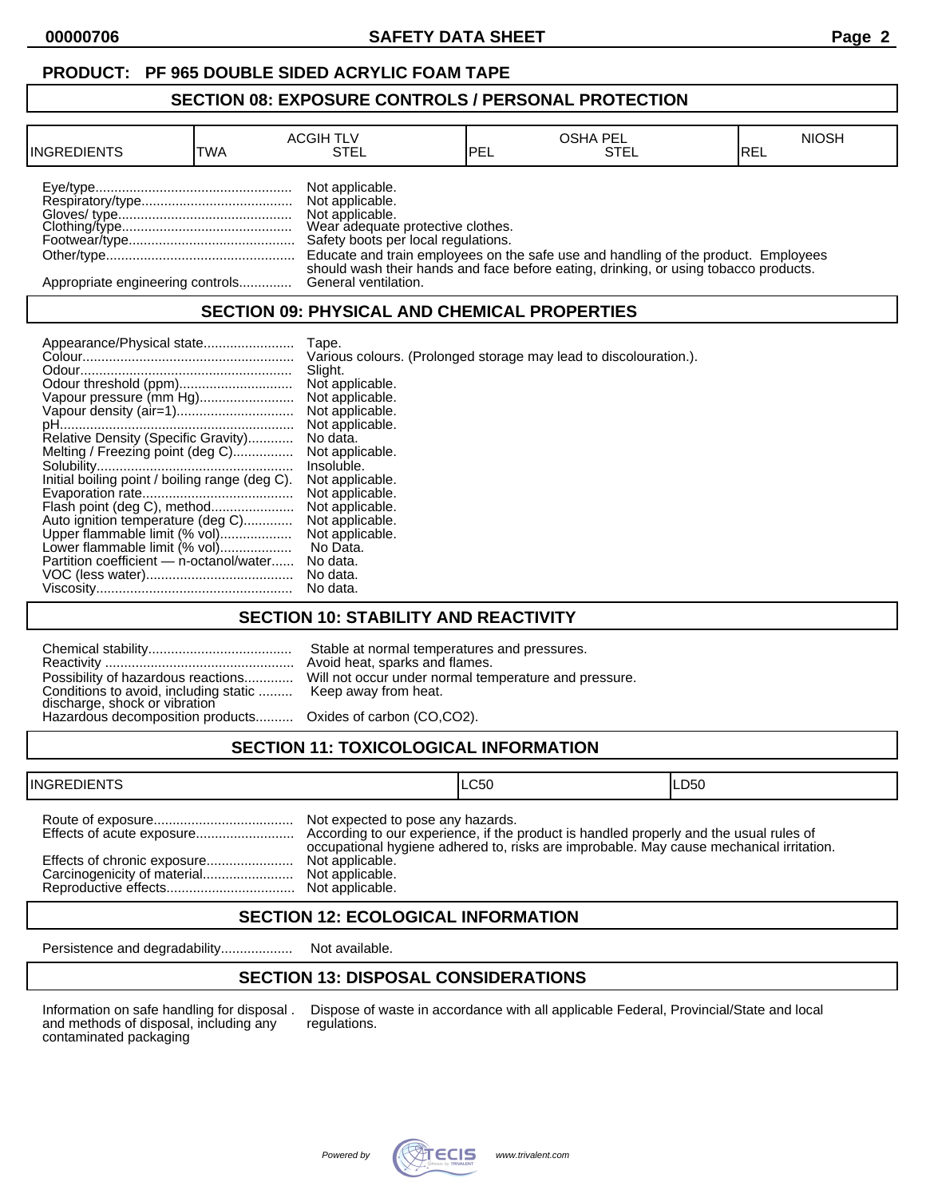**PRODUCT: PF 965 DOUBLE SIDED ACRYLIC FOAM TAPE**

## SECTION 08: EXPOSURE CONTROLS / PERSONAL PROTECTION

| INGREDIENTS | ACGIH TLV TWA | ACGIH TLV STEL | OSHA PEL PEL | OSHA PEL STEL | NIOSH REL |
|---|---|---|---|---|---|

Eye/type.................................................... Not applicable.
Respiratory/type........................................ Not applicable.
Gloves/ type.............................................. Not applicable.
Clothing/type............................................. Wear adequate protective clothes.
Footwear/type............................................ Safety boots per local regulations.
Other/type.................................................. Educate and train employees on the safe use and handling of the product. Employees should wash their hands and face before eating, drinking, or using tobacco products.
Appropriate engineering controls.............. General ventilation.

## SECTION 09: PHYSICAL AND CHEMICAL PROPERTIES

Appearance/Physical state........................ Tape.
Colour........................................................ Various colours. (Prolonged storage may lead to discolouration.).
Odour......................................................... Slight.
Odour threshold (ppm).............................. Not applicable.
Vapour pressure (mm Hg)......................... Not applicable.
Vapour density (air=1)............................... Not applicable.
pH.............................................................. Not applicable.
Relative Density (Specific Gravity)............ No data.
Melting / Freezing point (deg C)................ Not applicable.
Solubility.................................................... Insoluble.
Initial boiling point / boiling range (deg C). Not applicable.
Evaporation rate........................................ Not applicable.
Flash point (deg C), method...................... Not applicable.
Auto ignition temperature (deg C)............. Not applicable.
Upper flammable limit (% vol)................... Not applicable.
Lower flammable limit (% vol)................... No Data.
Partition coefficient — n-octanol/water...... No data.
VOC (less water)....................................... No data.
Viscosity.................................................... No data.

## SECTION 10: STABILITY AND REACTIVITY

Chemical stability...................................... Stable at normal temperatures and pressures.
Reactivity .................................................. Avoid heat, sparks and flames.
Possibility of hazardous reactions............. Will not occur under normal temperature and pressure.
Conditions to avoid, including static discharge, shock or vibration ......... Keep away from heat.
Hazardous decomposition products.......... Oxides of carbon (CO,CO2).

## SECTION 11: TOXICOLOGICAL INFORMATION

| INGREDIENTS | LC50 | LD50 |
|---|---|---|

Route of exposure..................................... Not expected to pose any hazards.
Effects of acute exposure.......................... According to our experience, if the product is handled properly and the usual rules of occupational hygiene adhered to, risks are improbable. May cause mechanical irritation.
Effects of chronic exposure....................... Not applicable.
Carcinogenicity of material........................ Not applicable.
Reproductive effects.................................. Not applicable.

## SECTION 12: ECOLOGICAL INFORMATION

Persistence and degradability................... Not available.

## SECTION 13: DISPOSAL CONSIDERATIONS

Information on safe handling for disposal and methods of disposal, including any contaminated packaging . Dispose of waste in accordance with all applicable Federal, Provincial/State and local regulations.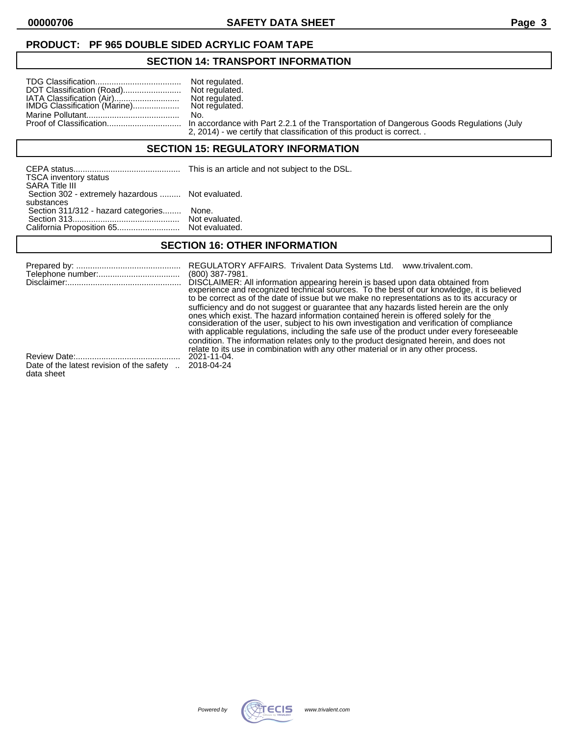**PRODUCT: PF 965 DOUBLE SIDED ACRYLIC FOAM TAPE**

## SECTION 14: TRANSPORT INFORMATION

| | |
|---|---|
| TDG Classification | Not regulated. |
| DOT Classification (Road) | Not regulated. |
| IATA Classification (Air) | Not regulated. |
| IMDG Classification (Marine) | Not regulated. |
| Marine Pollutant | No. |
| Proof of Classification | In accordance with Part 2.2.1 of the Transportation of Dangerous Goods Regulations (July 2, 2014) - we certify that classification of this product is correct. . |

## SECTION 15: REGULATORY INFORMATION

| | |
|---|---|
| CEPA status | This is an article and not subject to the DSL. |
| TSCA inventory status | |
| SARA Title III | |
| Section 302 - extremely hazardous substances | Not evaluated. |
| Section 311/312 - hazard categories | None. |
| Section 313 | Not evaluated. |
| California Proposition 65 | Not evaluated. |

## SECTION 16: OTHER INFORMATION

| | |
|---|---|
| Prepared by: | REGULATORY AFFAIRS. Trivalent Data Systems Ltd. www.trivalent.com. |
| Telephone number: | (800) 387-7981. |
| Disclaimer: | DISCLAIMER: All information appearing herein is based upon data obtained from experience and recognized technical sources. To the best of our knowledge, it is believed to be correct as of the date of issue but we make no representations as to its accuracy or sufficiency and do not suggest or guarantee that any hazards listed herein are the only ones which exist. The hazard information contained herein is offered solely for the consideration of the user, subject to his own investigation and verification of compliance with applicable regulations, including the safe use of the product under every foreseeable condition. The information relates only to the product designated herein, and does not relate to its use in combination with any other material or in any other process. |
| Review Date: | 2021-11-04. |
| Date of the latest revision of the safety data sheet | 2018-04-24 |